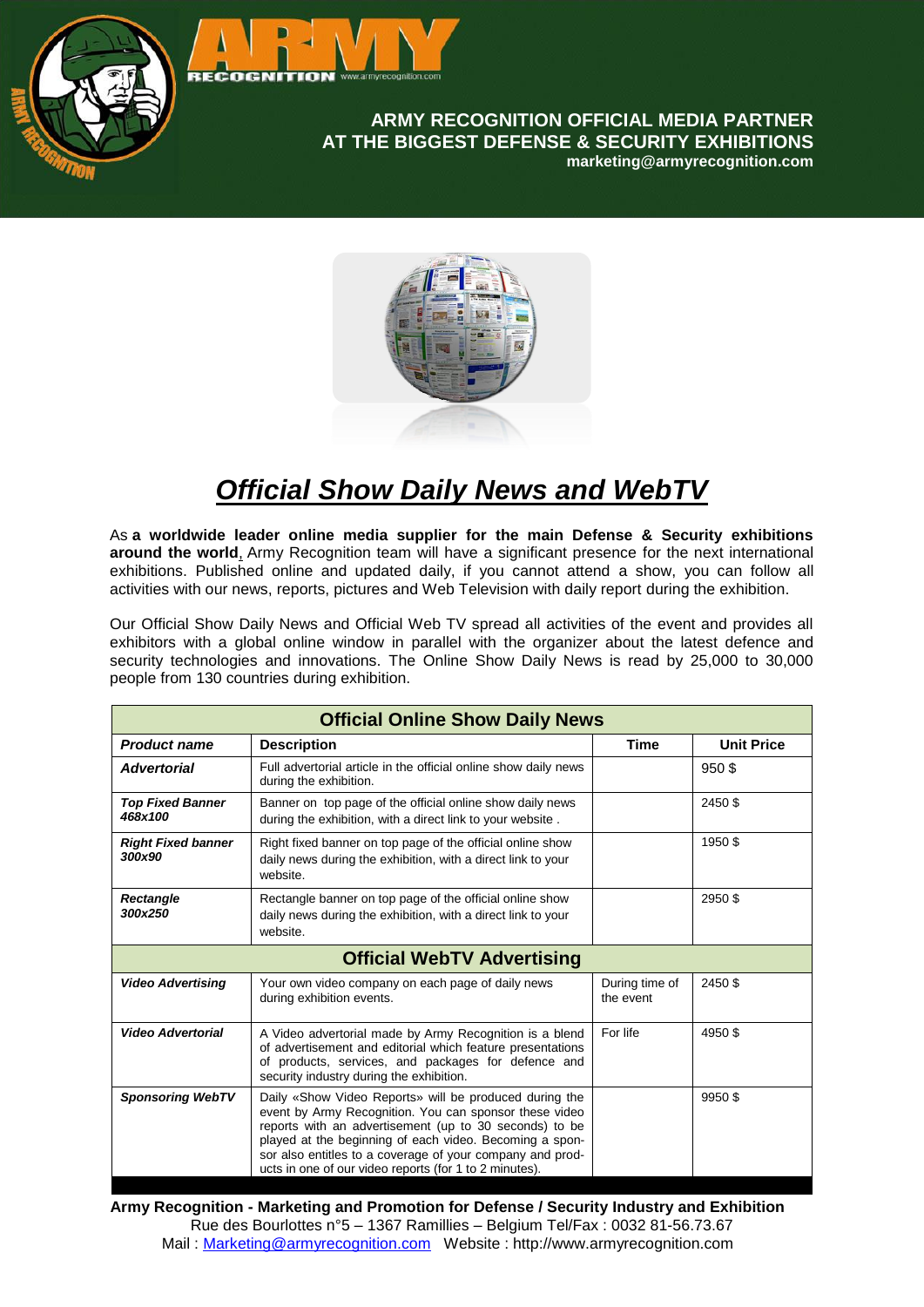ARMY RECOGNITION www.armyrecognition.com

**ARMY RECOGNITION OFFICIAL MEDIA PARTNER**
**AT THE BIGGEST DEFENSE & SECURITY EXHIBITIONS**
**marketing@armyrecognition.com**

# *Official Show Daily News and WebTV*

As **a worldwide leader online media supplier for the main Defense & Security exhibitions around the world**, Army Recognition team will have a significant presence for the next international exhibitions. Published online and updated daily, if you cannot attend a show, you can follow all activities with our news, reports, pictures and Web Television with daily report during the exhibition.

Our Official Show Daily News and Official Web TV spread all activities of the event and provides all exhibitors with a global online window in parallel with the organizer about the latest defence and security technologies and innovations. The Online Show Daily News is read by 25,000 to 30,000 people from 130 countries during exhibition.

| **Official Online Show Daily News** | | | |
|---|---|---|---|
| ***Product name*** | **Description** | **Time** | **Unit Price** |
| ***Advertorial*** | Full advertorial article in the official online show daily news during the exhibition. | | 950 $ |
| ***Top Fixed Banner 468x100*** | Banner on top page of the official online show daily news during the exhibition, with a direct link to your website . | | 2450 $ |
| ***Right Fixed banner 300x90*** | Right fixed banner on top page of the official online show daily news during the exhibition, with a direct link to your website. | | 1950 $ |
| ***Rectangle 300x250*** | Rectangle banner on top page of the official online show daily news during the exhibition, with a direct link to your website. | | 2950 $ |
| **Official WebTV Advertising** | | | |
| ***Video Advertising*** | Your own video company on each page of daily news during exhibition events. | During time of the event | 2450 $ |
| ***Video Advertorial*** | A Video advertorial made by Army Recognition is a blend of advertisement and editorial which feature presentations of products, services, and packages for defence and security industry during the exhibition. | For life | 4950 $ |
| ***Sponsoring WebTV*** | Daily «Show Video Reports» will be produced during the event by Army Recognition. You can sponsor these video reports with an advertisement (up to 30 seconds) to be played at the beginning of each video. Becoming a sponsor also entitles to a coverage of your company and products in one of our video reports (for 1 to 2 minutes). | | 9950 $ |

**Army Recognition - Marketing and Promotion for Defense / Security Industry and Exhibition**
Rue des Bourlottes n°5 – 1367 Ramillies – Belgium Tel/Fax : 0032 81-56.73.67
Mail : Marketing@armyrecognition.com Website : http://www.armyrecognition.com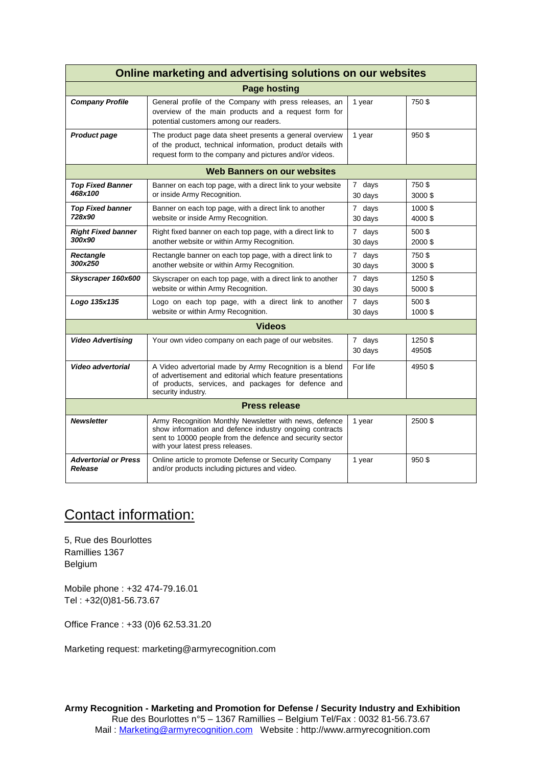| Online marketing and advertising solutions on our websites | | | |
|---|---|---|---|
| **Page hosting** | | | |
| ***Company Profile*** | General profile of the Company with press releases, an overview of the main products and a request form for potential customers among our readers. | 1 year | 750 $ |
| ***Product page*** | The product page data sheet presents a general overview of the product, technical information, product details with request form to the company and pictures and/or videos. | 1 year | 950 $ |
| **Web Banners on our websites** | | | |
| ***Top Fixed Banner 468x100*** | Banner on each top page, with a direct link to your website or inside Army Recognition. | 7 days<br>30 days | 750 $<br>3000 $ |
| ***Top Fixed banner 728x90*** | Banner on each top page, with a direct link to another website or inside Army Recognition. | 7 days<br>30 days | 1000 $<br>4000 $ |
| ***Right Fixed banner 300x90*** | Right fixed banner on each top page, with a direct link to another website or within Army Recognition. | 7 days<br>30 days | 500 $<br>2000 $ |
| ***Rectangle 300x250*** | Rectangle banner on each top page, with a direct link to another website or within Army Recognition. | 7 days<br>30 days | 750 $<br>3000 $ |
| ***Skyscraper 160x600*** | Skyscraper on each top page, with a direct link to another website or within Army Recognition. | 7 days<br>30 days | 1250 $<br>5000 $ |
| ***Logo 135x135*** | Logo on each top page, with a direct link to another website or within Army Recognition. | 7 days<br>30 days | 500 $<br>1000 $ |
| **Videos** | | | |
| ***Video Advertising*** | Your own video company on each page of our websites. | 7 days<br>30 days | 1250 $<br>4950$ |
| ***Video advertorial*** | A Video advertorial made by Army Recognition is a blend of advertisement and editorial which feature presentations of products, services, and packages for defence and security industry. | For life | 4950 $ |
| **Press release** | | | |
| ***Newsletter*** | Army Recognition Monthly Newsletter with news, defence show information and defence industry ongoing contracts sent to 10000 people from the defence and security sector with your latest press releases. | 1 year | 2500 $ |
| ***Advertorial or Press Release*** | Online article to promote Defense or Security Company and/or products including pictures and video. | 1 year | 950 $ |

# Contact information:

5, Rue des Bourlottes
Ramillies 1367
Belgium

Mobile phone : +32 474-79.16.01
Tel : +32(0)81-56.73.67

Office France : +33 (0)6 62.53.31.20

Marketing request: marketing@armyrecognition.com

**Army Recognition - Marketing and Promotion for Defense / Security Industry and Exhibition**
Rue des Bourlottes n°5 – 1367 Ramillies – Belgium Tel/Fax : 0032 81-56.73.67
Mail : Marketing@armyrecognition.com Website : http://www.armyrecognition.com